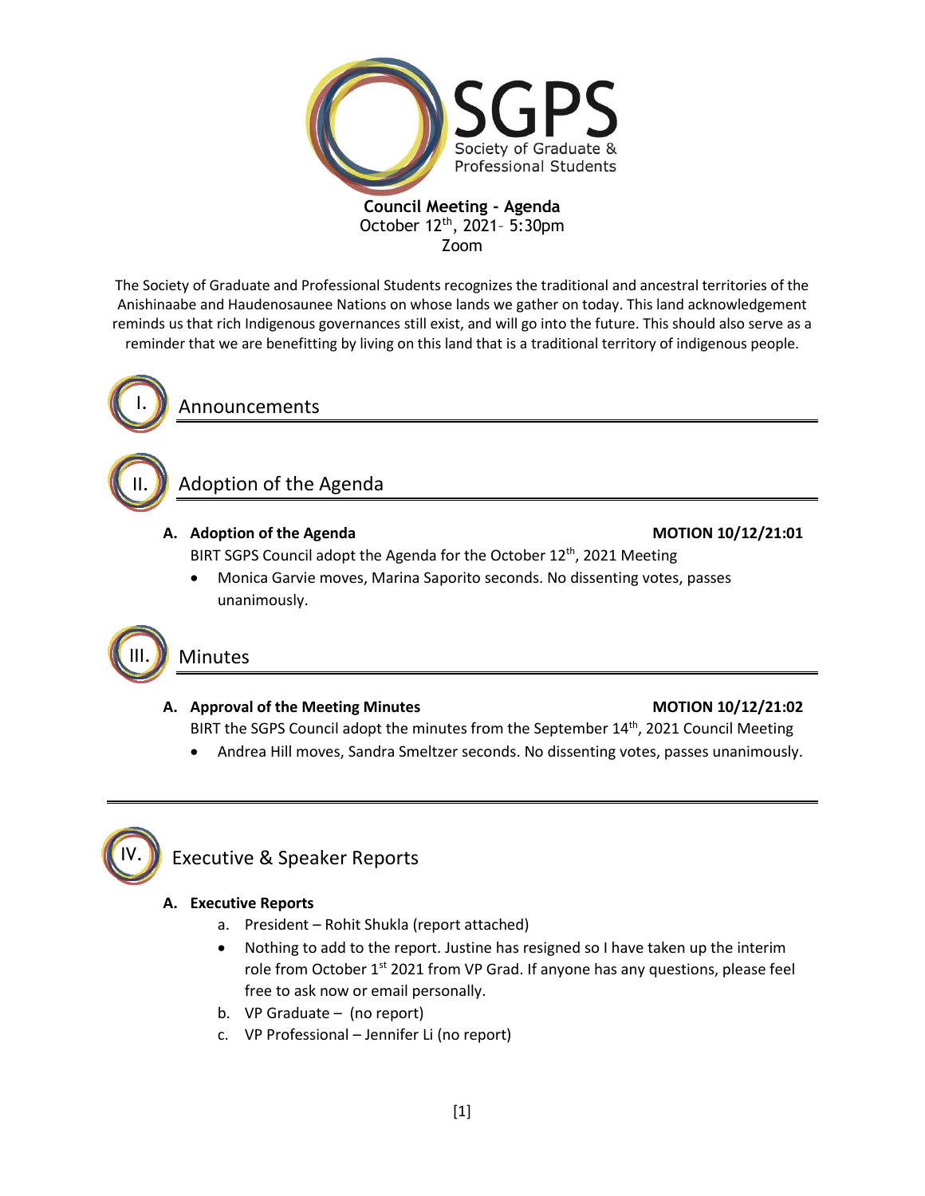# SGPS

Society of Graduate & Professional Students

**Council Meeting - Agenda**
October 12th, 2021– 5:30pm
Zoom

The Society of Graduate and Professional Students recognizes the traditional and ancestral territories of the Anishinaabe and Haudenosaunee Nations on whose lands we gather on today. This land acknowledgement reminds us that rich Indigenous governances still exist, and will go into the future. This should also serve as a reminder that we are benefitting by living on this land that is a traditional territory of indigenous people.

## I. Announcements

## II. Adoption of the Agenda

**A. Adoption of the Agenda** **MOTION 10/12/21:01**

BIRT SGPS Council adopt the Agenda for the October 12th, 2021 Meeting

- Monica Garvie moves, Marina Saporito seconds. No dissenting votes, passes unanimously.

## III. Minutes

**A. Approval of the Meeting Minutes** **MOTION 10/12/21:02**

BIRT the SGPS Council adopt the minutes from the September 14th, 2021 Council Meeting

- Andrea Hill moves, Sandra Smeltzer seconds. No dissenting votes, passes unanimously.

## IV. Executive & Speaker Reports

**A. Executive Reports**

a. President – Rohit Shukla (report attached)

- Nothing to add to the report. Justine has resigned so I have taken up the interim role from October 1st 2021 from VP Grad. If anyone has any questions, please feel free to ask now or email personally.

b. VP Graduate – (no report)

c. VP Professional – Jennifer Li (no report)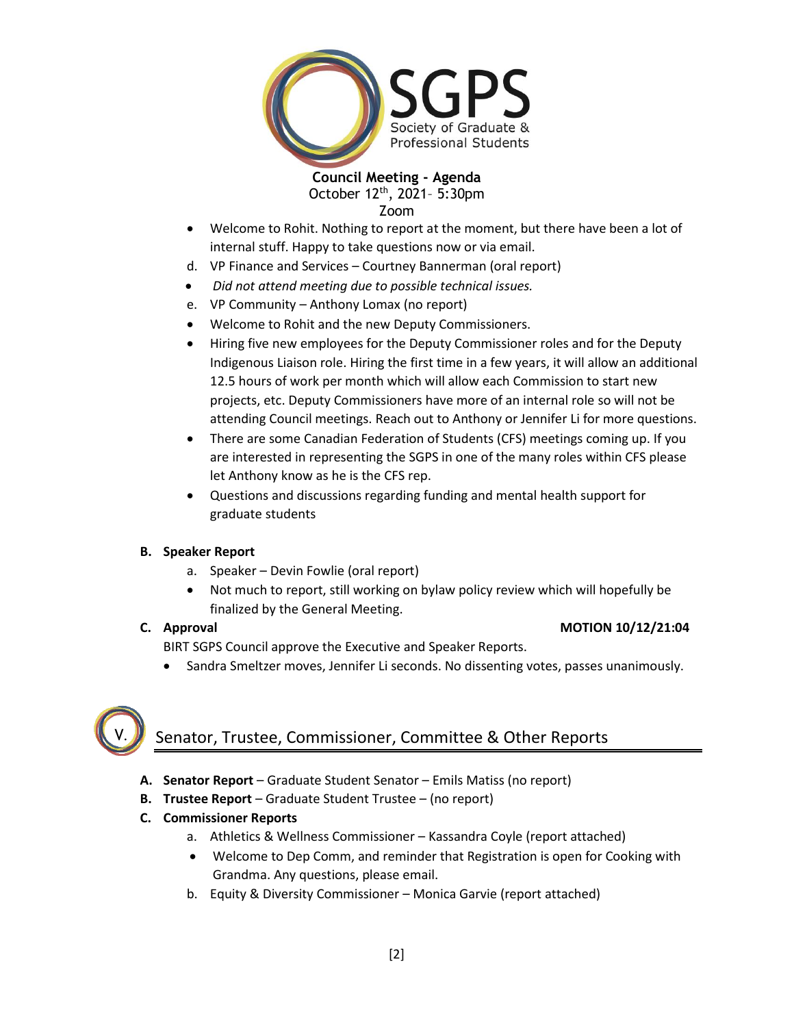**Council Meeting - Agenda**
October 12th, 2021– 5:30pm
Zoom

- Welcome to Rohit. Nothing to report at the moment, but there have been a lot of internal stuff. Happy to take questions now or via email.

d. VP Finance and Services – Courtney Bannerman (oral report)

- *Did not attend meeting due to possible technical issues.*

e. VP Community – Anthony Lomax (no report)

- Welcome to Rohit and the new Deputy Commissioners.
- Hiring five new employees for the Deputy Commissioner roles and for the Deputy Indigenous Liaison role. Hiring the first time in a few years, it will allow an additional 12.5 hours of work per month which will allow each Commission to start new projects, etc. Deputy Commissioners have more of an internal role so will not be attending Council meetings. Reach out to Anthony or Jennifer Li for more questions.
- There are some Canadian Federation of Students (CFS) meetings coming up. If you are interested in representing the SGPS in one of the many roles within CFS please let Anthony know as he is the CFS rep.
- Questions and discussions regarding funding and mental health support for graduate students

**B. Speaker Report**

a. Speaker – Devin Fowlie (oral report)

- Not much to report, still working on bylaw policy review which will hopefully be finalized by the General Meeting.

**C. Approval** **MOTION 10/12/21:04**

BIRT SGPS Council approve the Executive and Speaker Reports.

- Sandra Smeltzer moves, Jennifer Li seconds. No dissenting votes, passes unanimously.

## V. Senator, Trustee, Commissioner, Committee & Other Reports

**A. Senator Report** – Graduate Student Senator – Emils Matiss (no report)

**B. Trustee Report** – Graduate Student Trustee – (no report)

**C. Commissioner Reports**

a. Athletics & Wellness Commissioner – Kassandra Coyle (report attached)

- Welcome to Dep Comm, and reminder that Registration is open for Cooking with Grandma. Any questions, please email.

b. Equity & Diversity Commissioner – Monica Garvie (report attached)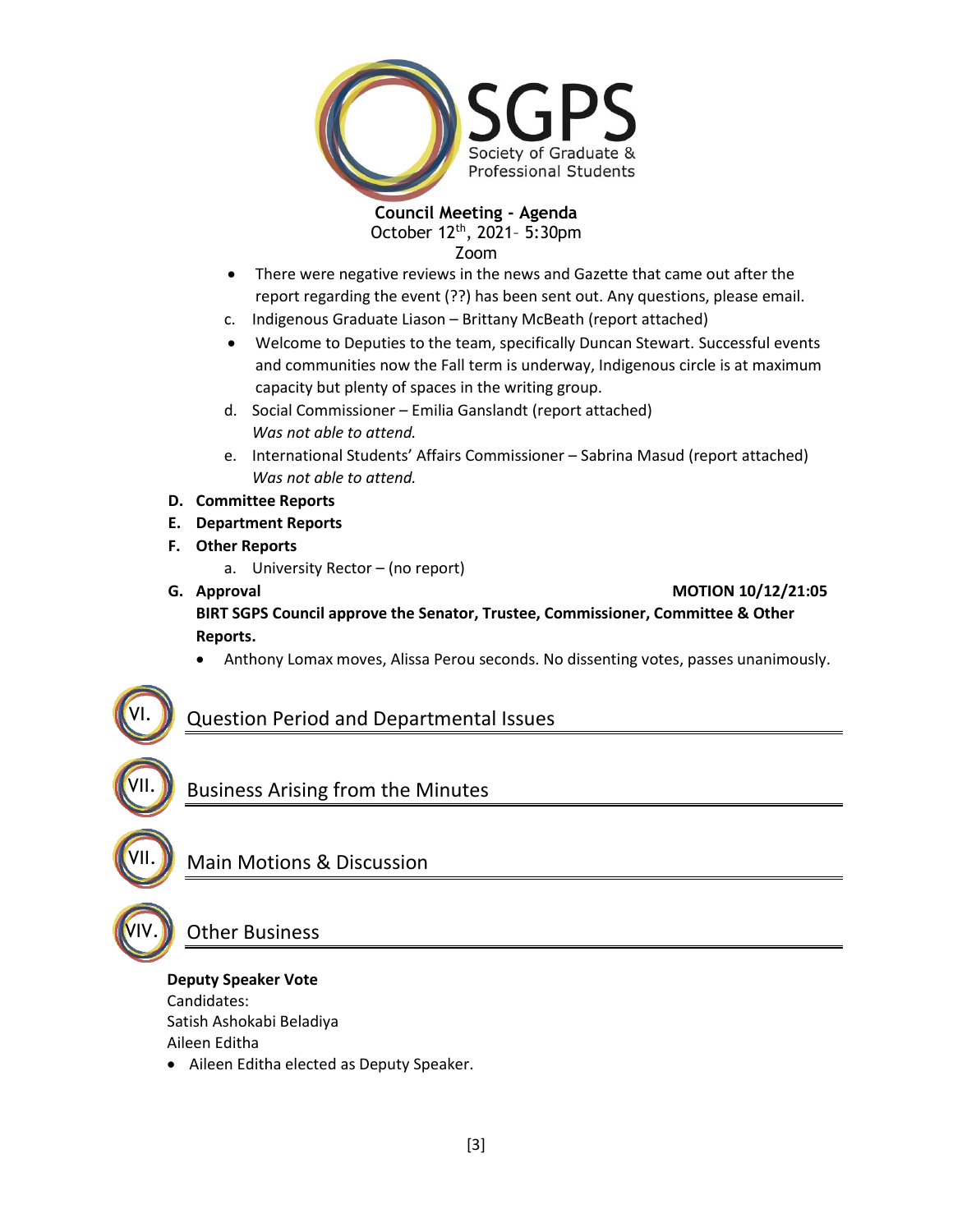**Council Meeting - Agenda**
October 12th, 2021– 5:30pm
Zoom

- There were negative reviews in the news and Gazette that came out after the report regarding the event (??) has been sent out. Any questions, please email.

c. Indigenous Graduate Liason – Brittany McBeath (report attached)

- Welcome to Deputies to the team, specifically Duncan Stewart. Successful events and communities now the Fall term is underway, Indigenous circle is at maximum capacity but plenty of spaces in the writing group.

d. Social Commissioner – Emilia Ganslandt (report attached)
*Was not able to attend.*

e. International Students' Affairs Commissioner – Sabrina Masud (report attached)
*Was not able to attend.*

**D. Committee Reports**

**E. Department Reports**

**F. Other Reports**

a. University Rector – (no report)

**G. Approval** **MOTION 10/12/21:05**

**BIRT SGPS Council approve the Senator, Trustee, Commissioner, Committee & Other Reports.**

- Anthony Lomax moves, Alissa Perou seconds. No dissenting votes, passes unanimously.

## VI. Question Period and Departmental Issues

## VII. Business Arising from the Minutes

## VII. Main Motions & Discussion

## VIV. Other Business

**Deputy Speaker Vote**
Candidates:
Satish Ashokabi Beladiya
Aileen Editha

- Aileen Editha elected as Deputy Speaker.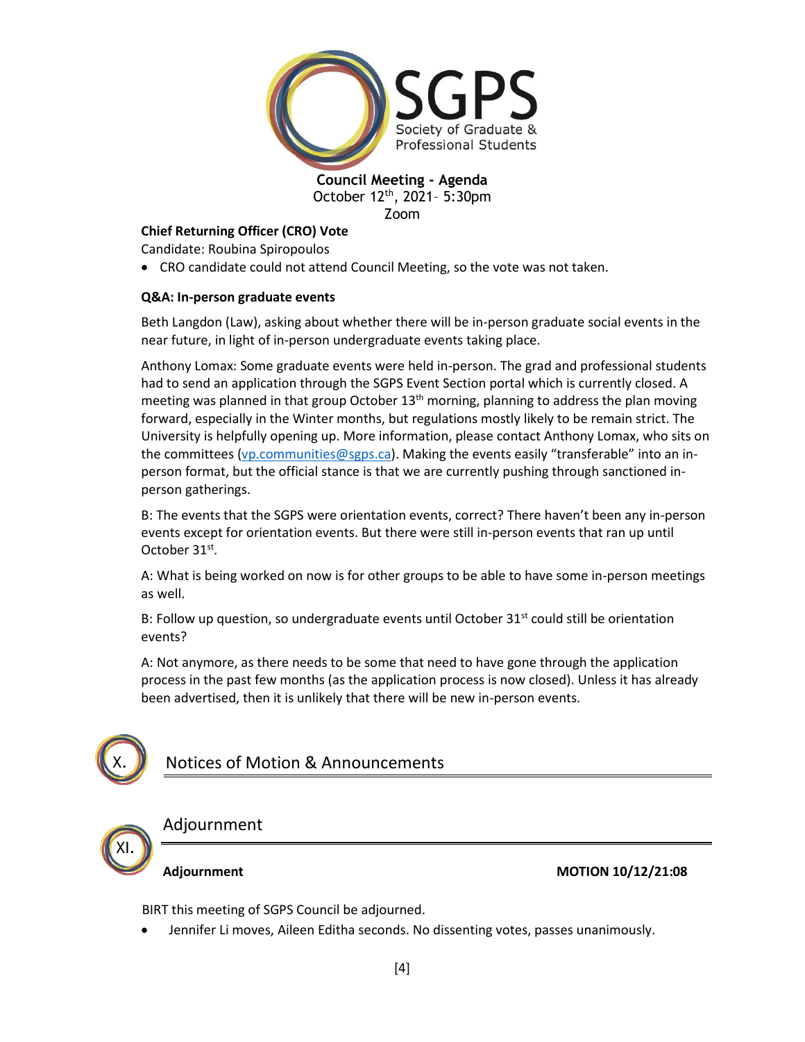**Council Meeting - Agenda**
October 12th, 2021– 5:30pm
Zoom

**Chief Returning Officer (CRO) Vote**

Candidate: Roubina Spiropoulos

- CRO candidate could not attend Council Meeting, so the vote was not taken.

**Q&A: In-person graduate events**

Beth Langdon (Law), asking about whether there will be in-person graduate social events in the near future, in light of in-person undergraduate events taking place.

Anthony Lomax: Some graduate events were held in-person. The grad and professional students had to send an application through the SGPS Event Section portal which is currently closed. A meeting was planned in that group October 13th morning, planning to address the plan moving forward, especially in the Winter months, but regulations mostly likely to be remain strict. The University is helpfully opening up. More information, please contact Anthony Lomax, who sits on the committees (vp.communities@sgps.ca). Making the events easily "transferable" into an in-person format, but the official stance is that we are currently pushing through sanctioned in-person gatherings.

B: The events that the SGPS were orientation events, correct? There haven't been any in-person events except for orientation events. But there were still in-person events that ran up until October 31st.

A: What is being worked on now is for other groups to be able to have some in-person meetings as well.

B: Follow up question, so undergraduate events until October 31st could still be orientation events?

A: Not anymore, as there needs to be some that need to have gone through the application process in the past few months (as the application process is now closed). Unless it has already been advertised, then it is unlikely that there will be new in-person events.

## X. Notices of Motion & Announcements

## XI. Adjournment

**Adjournment** **MOTION 10/12/21:08**

BIRT this meeting of SGPS Council be adjourned.

- Jennifer Li moves, Aileen Editha seconds. No dissenting votes, passes unanimously.